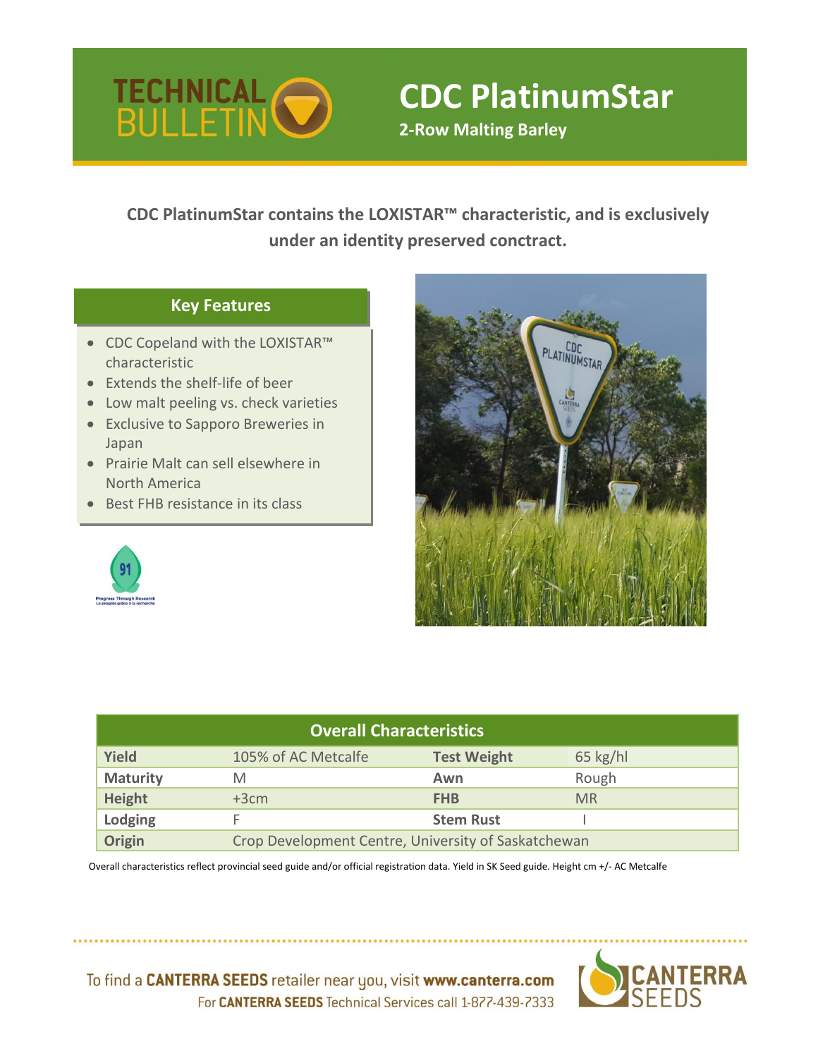# TECHNICAL BULLETIN

# CDC PlatinumStar

**2-Row Malting Barley**

**CDC PlatinumStar contains the LOXISTAR™ characteristic, and is exclusively under an identity preserved conctract.**

## Key Features

- CDC Copeland with the LOXISTAR™ characteristic
- Extends the shelf-life of beer
- Low malt peeling vs. check varieties
- Exclusive to Sapporo Breweries in Japan
- Prairie Malt can sell elsewhere in North America
- Best FHB resistance in its class

| Overall Characteristics | | | |
|---|---|---|---|
| **Yield** | 105% of AC Metcalfe | **Test Weight** | 65 kg/hl |
| **Maturity** | M | **Awn** | Rough |
| **Height** | +3cm | **FHB** | MR |
| **Lodging** | F | **Stem Rust** | I |
| **Origin** | Crop Development Centre, University of Saskatchewan | | |

Overall characteristics reflect provincial seed guide and/or official registration data. Yield in SK Seed guide. Height cm +/- AC Metcalfe

To find a **CANTERRA SEEDS** retailer near you, visit **www.canterra.com**
For **CANTERRA SEEDS** Technical Services call 1-877-439-7333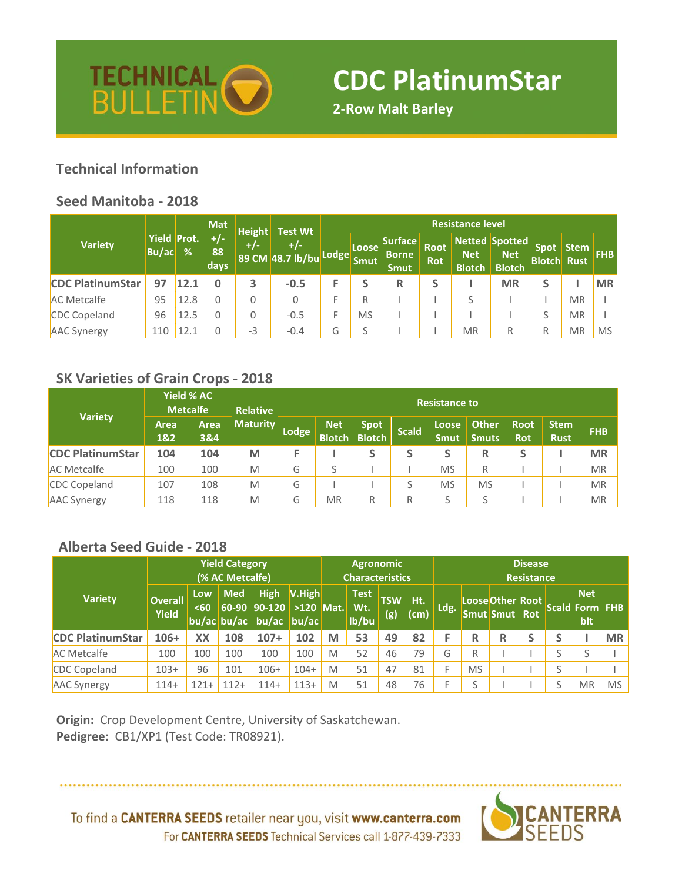# CDC PlatinumStar

**2-Row Malt Barley**

## Technical Information

### Seed Manitoba - 2018

| Variety | Yield Bu/ac | Prot. % | Mat +/- 88 days | Height +/- 89 CM | Test Wt +/- 48.7 lb/bu | Resistance level | | | | | | | | |
|---|---|---|---|---|---|---|---|---|---|---|---|---|---|---|
| | | | | | | Lodge | Loose Smut | Surface Borne Smut | Root Rot | Netted Net Blotch | Spotted Net Blotch | Spot Blotch | Stem Rust | FHB |
| **CDC PlatinumStar** | **97** | **12.1** | **0** | **3** | **-0.5** | **F** | **S** | **R** | **S** | **I** | **MR** | **S** | **I** | **MR** |
| AC Metcalfe | 95 | 12.8 | 0 | 0 | 0 | F | R | I | I | S | I | I | MR | I |
| CDC Copeland | 96 | 12.5 | 0 | 0 | -0.5 | F | MS | I | I | I | I | S | MR | I |
| AAC Synergy | 110 | 12.1 | 0 | -3 | -0.4 | G | S | I | I | MR | R | R | MR | MS |

### SK Varieties of Grain Crops - 2018

| Variety | Yield % AC Metcalfe | | Relative Maturity | Resistance to | | | | | | | | |
|---|---|---|---|---|---|---|---|---|---|---|---|---|
| | Area 1&2 | Area 3&4 | | Lodge | Net Blotch | Spot Blotch | Scald | Loose Smut | Other Smuts | Root Rot | Stem Rust | FHB |
| **CDC PlatinumStar** | **104** | **104** | **M** | **F** | **I** | **S** | **S** | **S** | **R** | **S** | **I** | **MR** |
| AC Metcalfe | 100 | 100 | M | G | S | I | I | MS | R | I | I | MR |
| CDC Copeland | 107 | 108 | M | G | I | I | S | MS | MS | I | I | MR |
| AAC Synergy | 118 | 118 | M | G | MR | R | R | S | S | I | I | MR |

### Alberta Seed Guide - 2018

| Variety | Yield Category (% AC Metcalfe) | | | | | Agronomic Characteristics | | | | Disease Resistance | | | | | | |
|---|---|---|---|---|---|---|---|---|---|---|---|---|---|---|---|---|
| | Overall Yield | Low <60 bu/ac | Med 60-90 bu/ac | High 90-120 bu/ac | V.High >120 bu/ac | Mat. | Test Wt. lb/bu | TSW (g) | Ht. (cm) | Ldg. | Loose Smut | Other Smut | Root Rot | Scald | Net Form blt | FHB |
| **CDC PlatinumStar** | **106+** | **XX** | **108** | **107+** | **102** | **M** | **53** | **49** | **82** | **F** | **R** | **R** | **S** | **S** | **I** | **MR** |
| AC Metcalfe | 100 | 100 | 100 | 100 | 100 | M | 52 | 46 | 79 | G | R | I | I | S | S | I |
| CDC Copeland | 103+ | 96 | 101 | 106+ | 104+ | M | 51 | 47 | 81 | F | MS | I | I | S | I | I |
| AAC Synergy | 114+ | 121+ | 112+ | 114+ | 113+ | M | 51 | 48 | 76 | F | S | I | I | S | MR | MS |

**Origin:** Crop Development Centre, University of Saskatchewan.
**Pedigree:** CB1/XP1 (Test Code: TR08921).

To find a **CANTERRA SEEDS** retailer near you, visit **www.canterra.com**
For **CANTERRA SEEDS** Technical Services call 1-877-439-7333